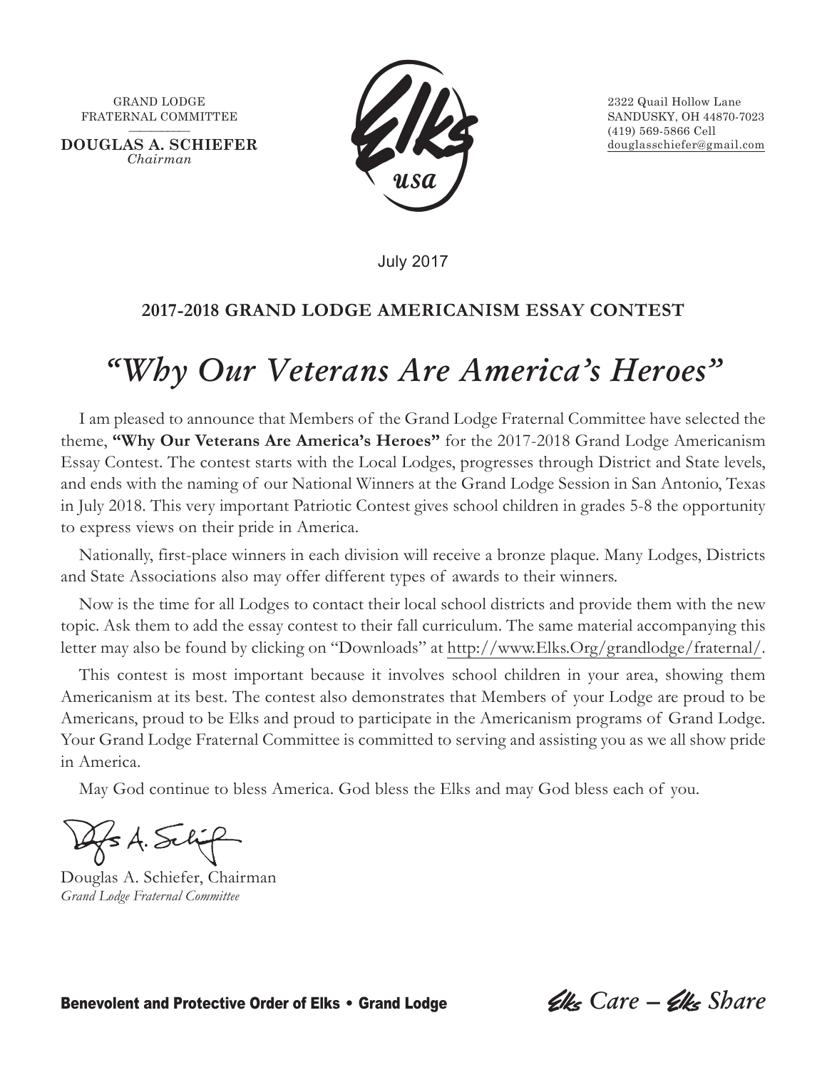GRAND LODGE
FRATERNAL COMMITTEE

**DOUGLAS A. SCHIEFER**
*Chairman*

2322 Quail Hollow Lane
SANDUSKY, OH 44870-7023
(419) 569-5866 Cell
douglasschiefer@gmail.com

July 2017

## 2017-2018 GRAND LODGE AMERICANISM ESSAY CONTEST

# *"Why Our Veterans Are America's Heroes"*

I am pleased to announce that Members of the Grand Lodge Fraternal Committee have selected the theme, **"Why Our Veterans Are America's Heroes"** for the 2017-2018 Grand Lodge Americanism Essay Contest. The contest starts with the Local Lodges, progresses through District and State levels, and ends with the naming of our National Winners at the Grand Lodge Session in San Antonio, Texas in July 2018. This very important Patriotic Contest gives school children in grades 5-8 the opportunity to express views on their pride in America.

Nationally, first-place winners in each division will receive a bronze plaque. Many Lodges, Districts and State Associations also may offer different types of awards to their winners.

Now is the time for all Lodges to contact their local school districts and provide them with the new topic. Ask them to add the essay contest to their fall curriculum. The same material accompanying this letter may also be found by clicking on "Downloads" at http://www.Elks.Org/grandlodge/fraternal/.

This contest is most important because it involves school children in your area, showing them Americanism at its best. The contest also demonstrates that Members of your Lodge are proud to be Americans, proud to be Elks and proud to participate in the Americanism programs of Grand Lodge. Your Grand Lodge Fraternal Committee is committed to serving and assisting you as we all show pride in America.

May God continue to bless America. God bless the Elks and may God bless each of you.

Douglas A. Schiefer, Chairman
*Grand Lodge Fraternal Committee*

**Benevolent and Protective Order of Elks • Grand Lodge** *Elks Care – Elks Share*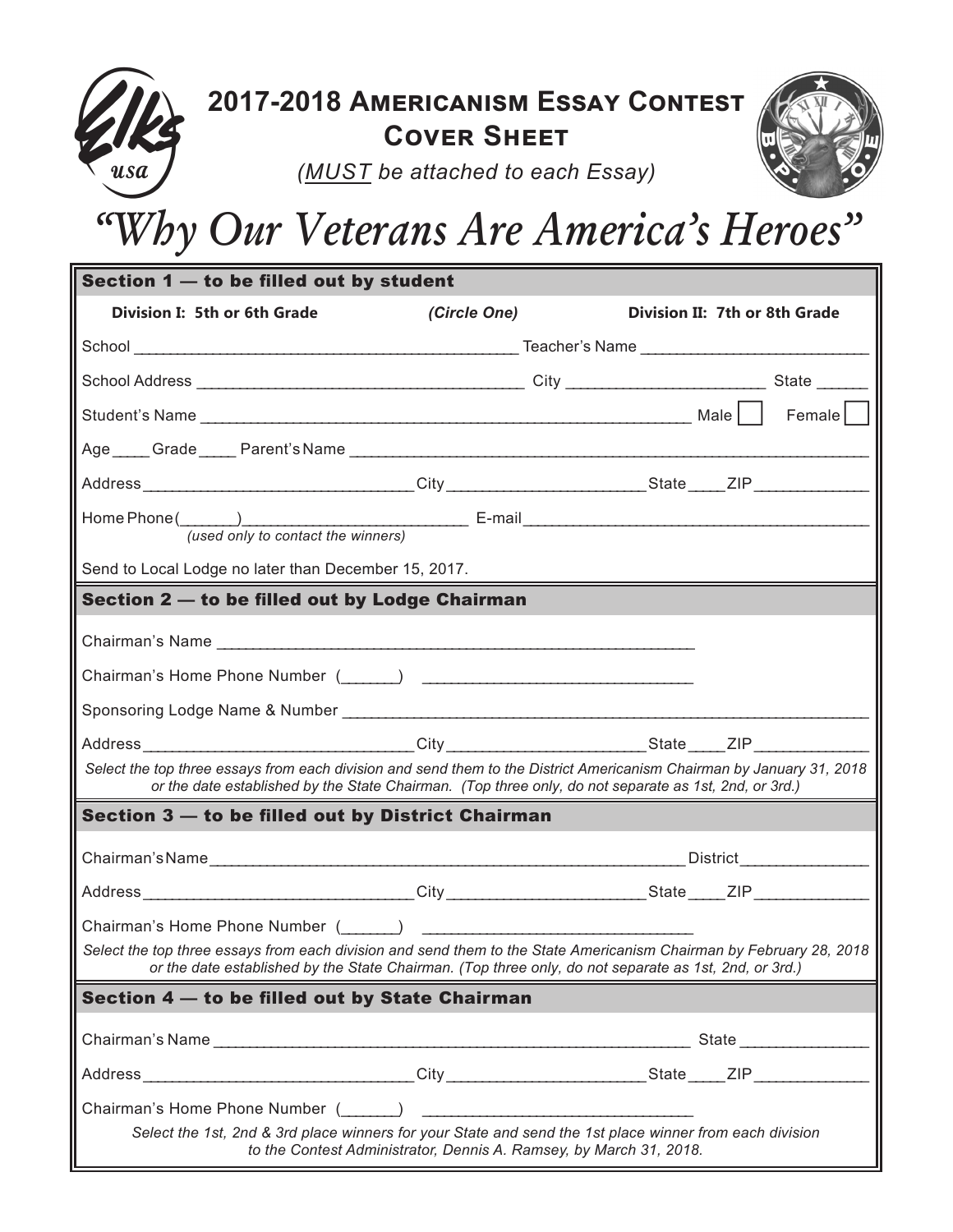# 2017-2018 Americanism Essay Contest Cover Sheet

*(MUST be attached to each Essay)*

# *"Why Our Veterans Are America's Heroes"*

## Section 1 — to be filled out by student

**Division I: 5th or 6th Grade** *(Circle One)* **Division II: 7th or 8th Grade**

School ____________________ Teacher's Name ____________________

School Address ____________________ City ____________________ State ______

Student's Name ____________________ Male ☐ Female ☐

Age _____ Grade _____ Parent's Name ____________________

Address ____________________ City ____________________ State _____ ZIP ____________

Home Phone (_______) ____________________ E-mail ____________________
*(used only to contact the winners)*

Send to Local Lodge no later than December 15, 2017.

## Section 2 — to be filled out by Lodge Chairman

Chairman's Name ____________________

Chairman's Home Phone Number (_______) ____________________

Sponsoring Lodge Name & Number ____________________

Address ____________________ City ____________________ State _____ ZIP ____________

*Select the top three essays from each division and send them to the District Americanism Chairman by January 31, 2018 or the date established by the State Chairman. (Top three only, do not separate as 1st, 2nd, or 3rd.)*

## Section 3 — to be filled out by District Chairman

Chairman's Name ____________________ District ______________

Address ____________________ City ____________________ State _____ ZIP ____________

Chairman's Home Phone Number (_______) ____________________

*Select the top three essays from each division and send them to the State Americanism Chairman by February 28, 2018 or the date established by the State Chairman. (Top three only, do not separate as 1st, 2nd, or 3rd.)*

## Section 4 — to be filled out by State Chairman

Chairman's Name ____________________ State ______________

Address ____________________ City ____________________ State _____ ZIP ____________

Chairman's Home Phone Number (_______) ____________________

*Select the 1st, 2nd & 3rd place winners for your State and send the 1st place winner from each division to the Contest Administrator, Dennis A. Ramsey, by March 31, 2018.*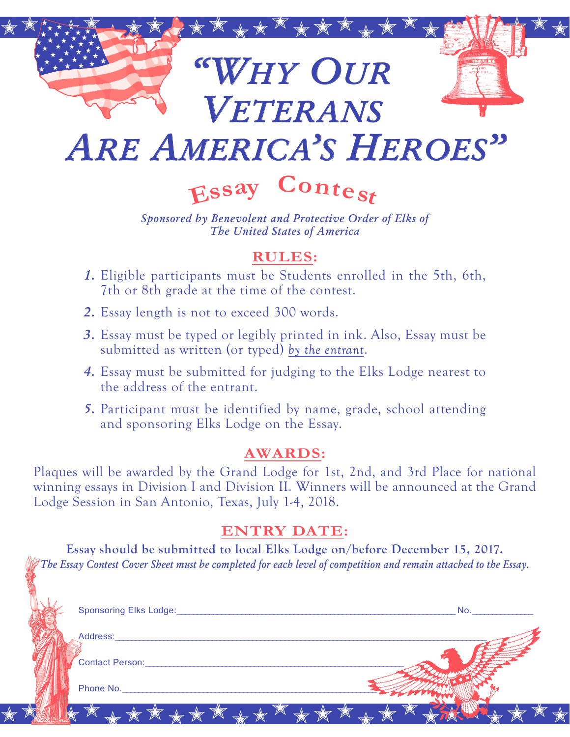# "Why Our Veterans Are America's Heroes"

## Essay Contest

*Sponsored by Benevolent and Protective Order of Elks of The United States of America*

### RULES:

1. Eligible participants must be Students enrolled in the 5th, 6th, 7th or 8th grade at the time of the contest.
2. Essay length is not to exceed 300 words.
3. Essay must be typed or legibly printed in ink. Also, Essay must be submitted as written (or typed) *by the entrant*.
4. Essay must be submitted for judging to the Elks Lodge nearest to the address of the entrant.
5. Participant must be identified by name, grade, school attending and sponsoring Elks Lodge on the Essay.

### AWARDS:

Plaques will be awarded by the Grand Lodge for 1st, 2nd, and 3rd Place for national winning essays in Division I and Division II. Winners will be announced at the Grand Lodge Session in San Antonio, Texas, July 1-4, 2018.

### ENTRY DATE:

**Essay should be submitted to local Elks Lodge on/before December 15, 2017.**

*The Essay Contest Cover Sheet must be completed for each level of competition and remain attached to the Essay.*

Sponsoring Elks Lodge:____________________________________________ No.__________

Address:__________________________________________________________________

Contact Person:__________________________________________

Phone No.________________________________________________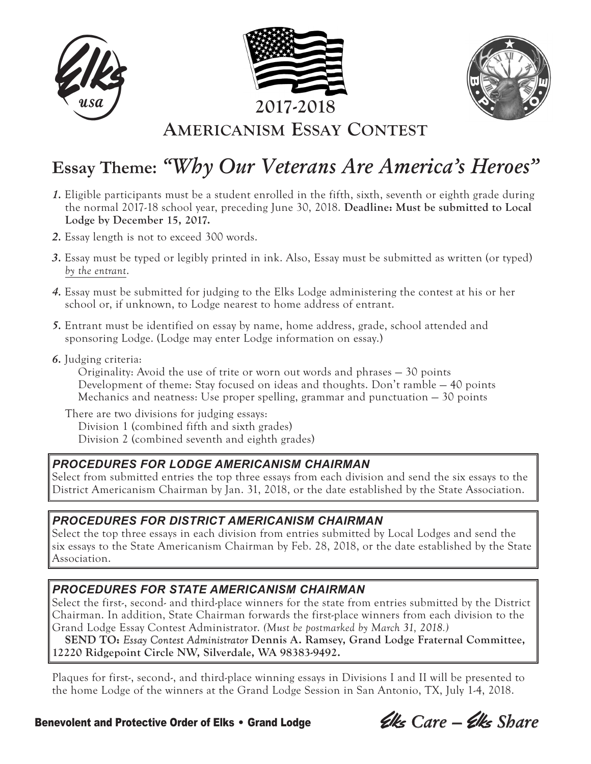Elks usa

# 2017-2018

# Americanism Essay Contest

## Essay Theme: *"Why Our Veterans Are America's Heroes"*

1. Eligible participants must be a student enrolled in the fifth, sixth, seventh or eighth grade during the normal 2017-18 school year, preceding June 30, 2018. **Deadline: Must be submitted to Local Lodge by December 15, 2017.**
2. Essay length is not to exceed 300 words.
3. Essay must be typed or legibly printed in ink. Also, Essay must be submitted as written (or typed) *by the entrant*.
4. Essay must be submitted for judging to the Elks Lodge administering the contest at his or her school or, if unknown, to Lodge nearest to home address of entrant.
5. Entrant must be identified on essay by name, home address, grade, school attended and sponsoring Lodge. (Lodge may enter Lodge information on essay.)
6. Judging criteria:
   - Originality: Avoid the use of trite or worn out words and phrases — 30 points
   - Development of theme: Stay focused on ideas and thoughts. Don't ramble — 40 points
   - Mechanics and neatness: Use proper spelling, grammar and punctuation — 30 points

   There are two divisions for judging essays:
   - Division 1 (combined fifth and sixth grades)
   - Division 2 (combined seventh and eighth grades)

### *PROCEDURES FOR LODGE AMERICANISM CHAIRMAN*

Select from submitted entries the top three essays from each division and send the six essays to the District Americanism Chairman by Jan. 31, 2018, or the date established by the State Association.

### *PROCEDURES FOR DISTRICT AMERICANISM CHAIRMAN*

Select the top three essays in each division from entries submitted by Local Lodges and send the six essays to the State Americanism Chairman by Feb. 28, 2018, or the date established by the State Association.

### *PROCEDURES FOR STATE AMERICANISM CHAIRMAN*

Select the first-, second- and third-place winners for the state from entries submitted by the District Chairman. In addition, State Chairman forwards the first-place winners from each division to the Grand Lodge Essay Contest Administrator. *(Must be postmarked by March 31, 2018.)*

**SEND TO:** *Essay Contest Administrator* **Dennis A. Ramsey, Grand Lodge Fraternal Committee, 12220 Ridgepoint Circle NW, Silverdale, WA 98383-9492.**

Plaques for first-, second-, and third-place winning essays in Divisions I and II will be presented to the home Lodge of the winners at the Grand Lodge Session in San Antonio, TX, July 1-4, 2018.

**Benevolent and Protective Order of Elks • Grand Lodge**

*Elks Care – Elks Share*